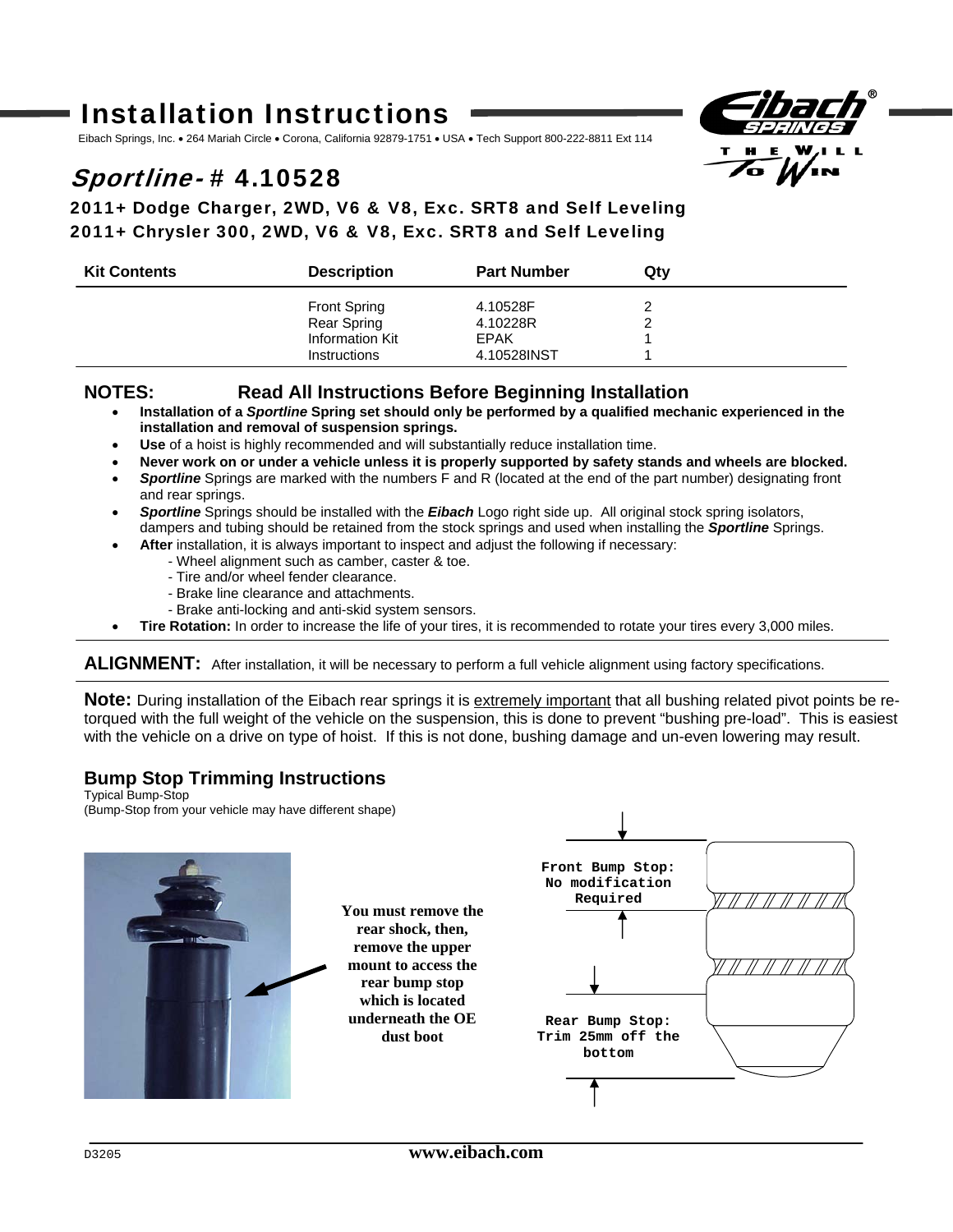# Installation Instructions

Eibach Springs, Inc. • 264 Mariah Circle • Corona, California 92879-1751 • USA • Tech Support 800-222-8811 Ext 114

## *Sportline* - # 4.10528

### 2011+ Dodge Charger, 2WD, V6 & V8, Exc. SRT8 and Self Leveling
### 2011+ Chrysler 300, 2WD, V6 & V8, Exc. SRT8 and Self Leveling

| Kit Contents | Description | Part Number | Qty |
|---|---|---|---|
| | Front Spring | 4.10528F | 2 |
| | Rear Spring | 4.10228R | 2 |
| | Information Kit | EPAK | 1 |
| | Instructions | 4.10528INST | 1 |

**NOTES: Read All Instructions Before Beginning Installation**

- **Installation of a *Sportline* Spring set should only be performed by a qualified mechanic experienced in the installation and removal of suspension springs.**
- **Use** of a hoist is highly recommended and will substantially reduce installation time.
- **Never work on or under a vehicle unless it is properly supported by safety stands and wheels are blocked.**
- ***Sportline*** Springs are marked with the numbers F and R (located at the end of the part number) designating front and rear springs.
- ***Sportline*** Springs should be installed with the ***Eibach*** Logo right side up. All original stock spring isolators, dampers and tubing should be retained from the stock springs and used when installing the ***Sportline*** Springs.
- **After** installation, it is always important to inspect and adjust the following if necessary:
  - Wheel alignment such as camber, caster & toe.
  - Tire and/or wheel fender clearance.
  - Brake line clearance and attachments.
  - Brake anti-locking and anti-skid system sensors.
- **Tire Rotation:** In order to increase the life of your tires, it is recommended to rotate your tires every 3,000 miles.

**ALIGNMENT:** After installation, it will be necessary to perform a full vehicle alignment using factory specifications.

**Note:** During installation of the Eibach rear springs it is extremely important that all bushing related pivot points be re-torqued with the full weight of the vehicle on the suspension, this is done to prevent "bushing pre-load". This is easiest with the vehicle on a drive on type of hoist. If this is not done, bushing damage and un-even lowering may result.

### Bump Stop Trimming Instructions

Typical Bump-Stop
(Bump-Stop from your vehicle may have different shape)

**You must remove the rear shock, then, remove the upper mount to access the rear bump stop which is located underneath the OE dust boot**

Front Bump Stop: No modification Required

Rear Bump Stop: Trim 25mm off the bottom

D3205

www.eibach.com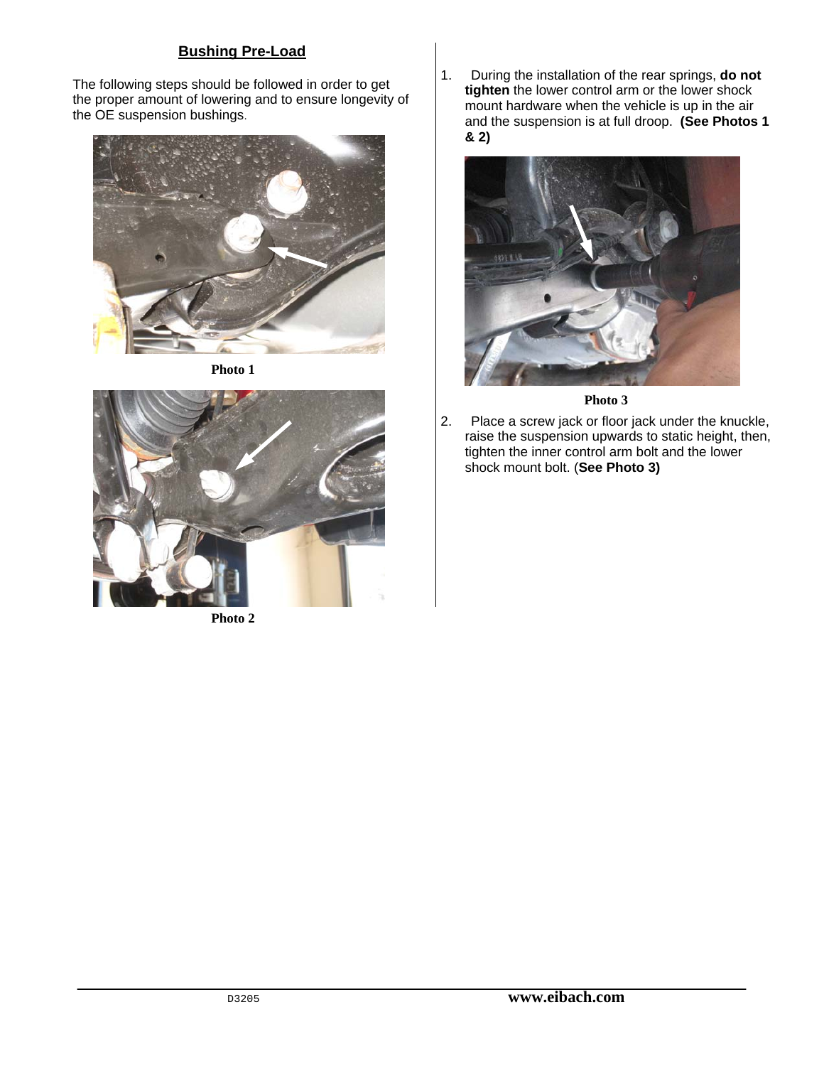## Bushing Pre-Load

The following steps should be followed in order to get the proper amount of lowering and to ensure longevity of the OE suspension bushings.

Photo 1

Photo 2

1. During the installation of the rear springs, **do not tighten** the lower control arm or the lower shock mount hardware when the vehicle is up in the air and the suspension is at full droop. **(See Photos 1 & 2)**

Photo 3

2. Place a screw jack or floor jack under the knuckle, raise the suspension upwards to static height, then, tighten the inner control arm bolt and the lower shock mount bolt. (**See Photo 3)**

D3205 **www.eibach.com**